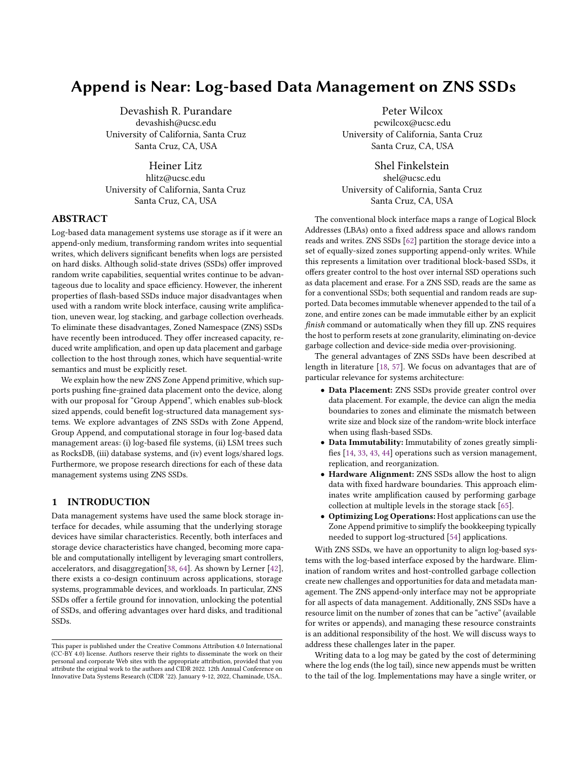# Append is Near: Log-based Data Management on ZNS SSDs

Devashish R. Purandare
devashish@ucsc.edu
University of California, Santa Cruz
Santa Cruz, CA, USA

Peter Wilcox
pcwilcox@ucsc.edu
University of California, Santa Cruz
Santa Cruz, CA, USA

Heiner Litz
hlitz@ucsc.edu
University of California, Santa Cruz
Santa Cruz, CA, USA

Shel Finkelstein
shel@ucsc.edu
University of California, Santa Cruz
Santa Cruz, CA, USA

## ABSTRACT

Log-based data management systems use storage as if it were an append-only medium, transforming random writes into sequential writes, which delivers significant benefits when logs are persisted on hard disks. Although solid-state drives (SSDs) offer improved random write capabilities, sequential writes continue to be advantageous due to locality and space efficiency. However, the inherent properties of flash-based SSDs induce major disadvantages when used with a random write block interface, causing write amplification, uneven wear, log stacking, and garbage collection overheads. To eliminate these disadvantages, Zoned Namespace (ZNS) SSDs have recently been introduced. They offer increased capacity, reduced write amplification, and open up data placement and garbage collection to the host through zones, which have sequential-write semantics and must be explicitly reset.

We explain how the new ZNS Zone Append primitive, which supports pushing fine-grained data placement onto the device, along with our proposal for "Group Append", which enables sub-block sized appends, could benefit log-structured data management systems. We explore advantages of ZNS SSDs with Zone Append, Group Append, and computational storage in four log-based data management areas: (i) log-based file systems, (ii) LSM trees such as RocksDB, (iii) database systems, and (iv) event logs/shared logs. Furthermore, we propose research directions for each of these data management systems using ZNS SSDs.

## 1 INTRODUCTION

Data management systems have used the same block storage interface for decades, while assuming that the underlying storage devices have similar characteristics. Recently, both interfaces and storage device characteristics have changed, becoming more capable and computationally intelligent by leveraging smart controllers, accelerators, and disaggregation[38, 64]. As shown by Lerner [42], there exists a co-design continuum across applications, storage systems, programmable devices, and workloads. In particular, ZNS SSDs offer a fertile ground for innovation, unlocking the potential of SSDs, and offering advantages over hard disks, and traditional SSDs.

This paper is published under the Creative Commons Attribution 4.0 International (CC-BY 4.0) license. Authors reserve their rights to disseminate the work on their personal and corporate Web sites with the appropriate attribution, provided that you attribute the original work to the authors and CIDR 2022. 12th Annual Conference on Innovative Data Systems Research (CIDR '22). January 9-12, 2022, Chaminade, USA..

The conventional block interface maps a range of Logical Block Addresses (LBAs) onto a fixed address space and allows random reads and writes. ZNS SSDs [62] partition the storage device into a set of equally-sized zones supporting append-only writes. While this represents a limitation over traditional block-based SSDs, it offers greater control to the host over internal SSD operations such as data placement and erase. For a ZNS SSD, reads are the same as for a conventional SSDs; both sequential and random reads are supported. Data becomes immutable whenever appended to the tail of a zone, and entire zones can be made immutable either by an explicit *finish* command or automatically when they fill up. ZNS requires the host to perform resets at zone granularity, eliminating on-device garbage collection and device-side media over-provisioning.

The general advantages of ZNS SSDs have been described at length in literature [18, 57]. We focus on advantages that are of particular relevance for systems architecture:

- **Data Placement:** ZNS SSDs provide greater control over data placement. For example, the device can align the media boundaries to zones and eliminate the mismatch between write size and block size of the random-write block interface when using flash-based SSDs.
- **Data Immutability:** Immutability of zones greatly simplifies [14, 33, 43, 44] operations such as version management, replication, and reorganization.
- **Hardware Alignment:** ZNS SSDs allow the host to align data with fixed hardware boundaries. This approach eliminates write amplification caused by performing garbage collection at multiple levels in the storage stack [65].
- **Optimizing Log Operations:** Host applications can use the Zone Append primitive to simplify the bookkeeping typically needed to support log-structured [54] applications.

With ZNS SSDs, we have an opportunity to align log-based systems with the log-based interface exposed by the hardware. Elimination of random writes and host-controlled garbage collection create new challenges and opportunities for data and metadata management. The ZNS append-only interface may not be appropriate for all aspects of data management. Additionally, ZNS SSDs have a resource limit on the number of zones that can be "active" (available for writes or appends), and managing these resource constraints is an additional responsibility of the host. We will discuss ways to address these challenges later in the paper.

Writing data to a log may be gated by the cost of determining where the log ends (the log tail), since new appends must be written to the tail of the log. Implementations may have a single writer, or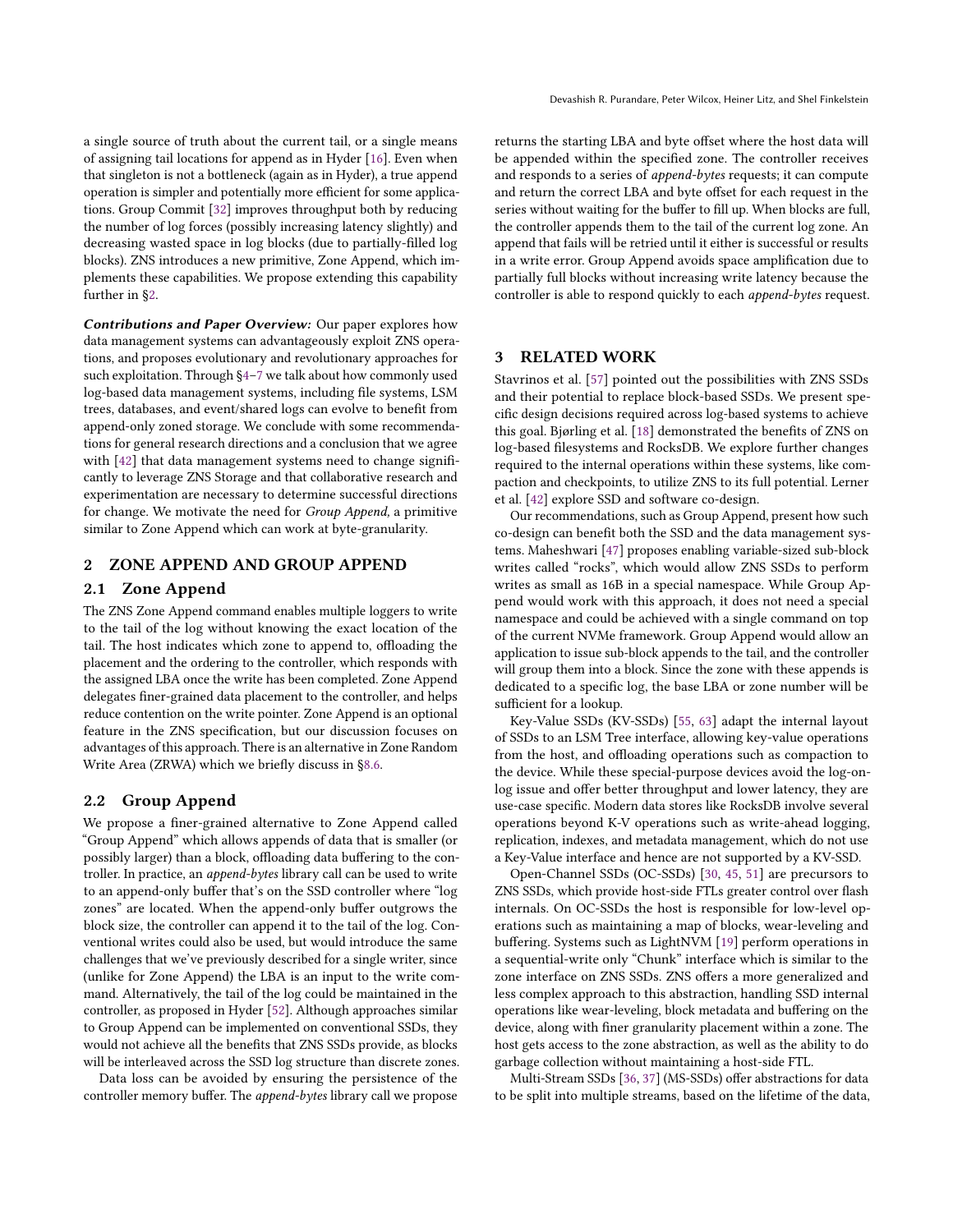a single source of truth about the current tail, or a single means of assigning tail locations for append as in Hyder [16]. Even when that singleton is not a bottleneck (again as in Hyder), a true append operation is simpler and potentially more efficient for some applications. Group Commit [32] improves throughput both by reducing the number of log forces (possibly increasing latency slightly) and decreasing wasted space in log blocks (due to partially-filled log blocks). ZNS introduces a new primitive, Zone Append, which implements these capabilities. We propose extending this capability further in §2.

***Contributions and Paper Overview:*** Our paper explores how data management systems can advantageously exploit ZNS operations, and proposes evolutionary and revolutionary approaches for such exploitation. Through §4–7 we talk about how commonly used log-based data management systems, including file systems, LSM trees, databases, and event/shared logs can evolve to benefit from append-only zoned storage. We conclude with some recommendations for general research directions and a conclusion that we agree with [42] that data management systems need to change significantly to leverage ZNS Storage and that collaborative research and experimentation are necessary to determine successful directions for change. We motivate the need for *Group Append*, a primitive similar to Zone Append which can work at byte-granularity.

## 2 ZONE APPEND AND GROUP APPEND

### 2.1 Zone Append

The ZNS Zone Append command enables multiple loggers to write to the tail of the log without knowing the exact location of the tail. The host indicates which zone to append to, offloading the placement and the ordering to the controller, which responds with the assigned LBA once the write has been completed. Zone Append delegates finer-grained data placement to the controller, and helps reduce contention on the write pointer. Zone Append is an optional feature in the ZNS specification, but our discussion focuses on advantages of this approach. There is an alternative in Zone Random Write Area (ZRWA) which we briefly discuss in §8.6.

### 2.2 Group Append

We propose a finer-grained alternative to Zone Append called "Group Append" which allows appends of data that is smaller (or possibly larger) than a block, offloading data buffering to the controller. In practice, an *append-bytes* library call can be used to write to an append-only buffer that's on the SSD controller where "log zones" are located. When the append-only buffer outgrows the block size, the controller can append it to the tail of the log. Conventional writes could also be used, but would introduce the same challenges that we've previously described for a single writer, since (unlike for Zone Append) the LBA is an input to the write command. Alternatively, the tail of the log could be maintained in the controller, as proposed in Hyder [52]. Although approaches similar to Group Append can be implemented on conventional SSDs, they would not achieve all the benefits that ZNS SSDs provide, as blocks will be interleaved across the SSD log structure than discrete zones.

Data loss can be avoided by ensuring the persistence of the controller memory buffer. The *append-bytes* library call we propose returns the starting LBA and byte offset where the host data will be appended within the specified zone. The controller receives and responds to a series of *append-bytes* requests; it can compute and return the correct LBA and byte offset for each request in the series without waiting for the buffer to fill up. When blocks are full, the controller appends them to the tail of the current log zone. An append that fails will be retried until it either is successful or results in a write error. Group Append avoids space amplification due to partially full blocks without increasing write latency because the controller is able to respond quickly to each *append-bytes* request.

## 3 RELATED WORK

Stavrinos et al. [57] pointed out the possibilities with ZNS SSDs and their potential to replace block-based SSDs. We present specific design decisions required across log-based systems to achieve this goal. Bjørling et al. [18] demonstrated the benefits of ZNS on log-based filesystems and RocksDB. We explore further changes required to the internal operations within these systems, like compaction and checkpoints, to utilize ZNS to its full potential. Lerner et al. [42] explore SSD and software co-design.

Our recommendations, such as Group Append, present how such co-design can benefit both the SSD and the data management systems. Maheshwari [47] proposes enabling variable-sized sub-block writes called "rocks", which would allow ZNS SSDs to perform writes as small as 16B in a special namespace. While Group Append would work with this approach, it does not need a special namespace and could be achieved with a single command on top of the current NVMe framework. Group Append would allow an application to issue sub-block appends to the tail, and the controller will group them into a block. Since the zone with these appends is dedicated to a specific log, the base LBA or zone number will be sufficient for a lookup.

Key-Value SSDs (KV-SSDs) [55, 63] adapt the internal layout of SSDs to an LSM Tree interface, allowing key-value operations from the host, and offloading operations such as compaction to the device. While these special-purpose devices avoid the log-on-log issue and offer better throughput and lower latency, they are use-case specific. Modern data stores like RocksDB involve several operations beyond K-V operations such as write-ahead logging, replication, indexes, and metadata management, which do not use a Key-Value interface and hence are not supported by a KV-SSD.

Open-Channel SSDs (OC-SSDs) [30, 45, 51] are precursors to ZNS SSDs, which provide host-side FTLs greater control over flash internals. On OC-SSDs the host is responsible for low-level operations such as maintaining a map of blocks, wear-leveling and buffering. Systems such as LightNVM [19] perform operations in a sequential-write only "Chunk" interface which is similar to the zone interface on ZNS SSDs. ZNS offers a more generalized and less complex approach to this abstraction, handling SSD internal operations like wear-leveling, block metadata and buffering on the device, along with finer granularity placement within a zone. The host gets access to the zone abstraction, as well as the ability to do garbage collection without maintaining a host-side FTL.

Multi-Stream SSDs [36, 37] (MS-SSDs) offer abstractions for data to be split into multiple streams, based on the lifetime of the data,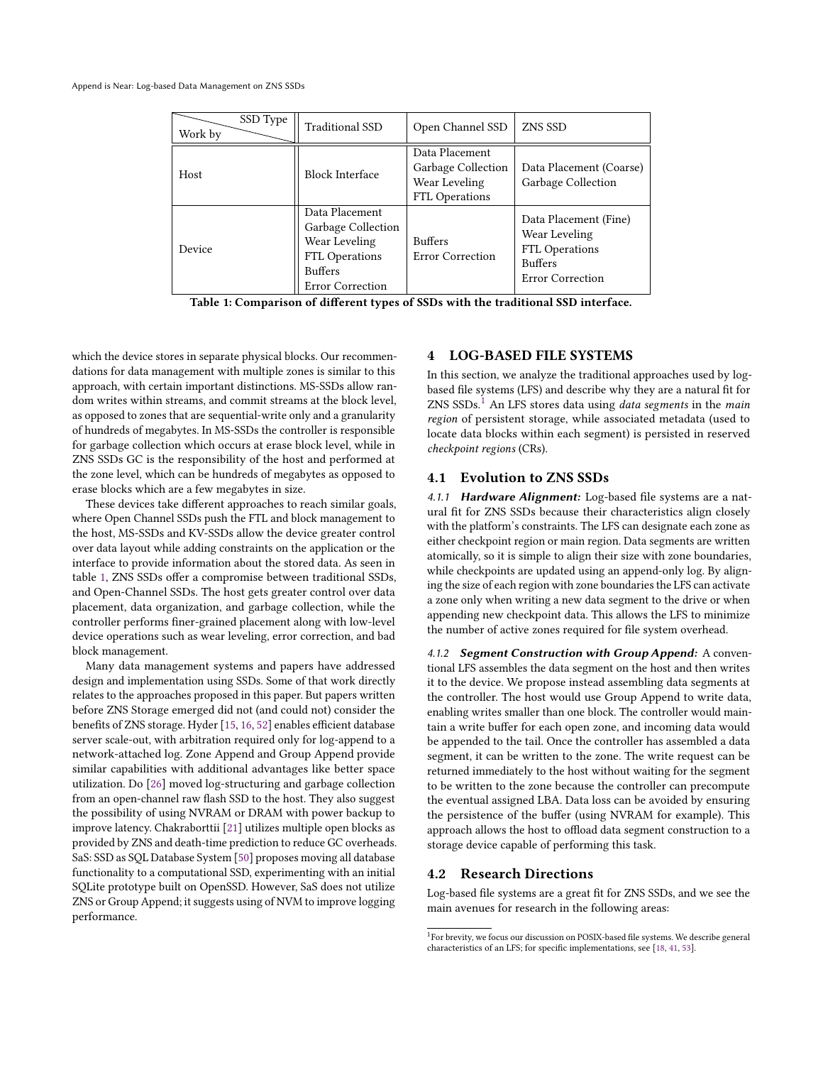| SSD Type / Work by | Traditional SSD | Open Channel SSD | ZNS SSD |
|---|---|---|---|
| Host | Block Interface | Data Placement<br>Garbage Collection<br>Wear Leveling<br>FTL Operations | Data Placement (Coarse)<br>Garbage Collection |
| Device | Data Placement<br>Garbage Collection<br>Wear Leveling<br>FTL Operations<br>Buffers<br>Error Correction | Buffers<br>Error Correction | Data Placement (Fine)<br>Wear Leveling<br>FTL Operations<br>Buffers<br>Error Correction |

**Table 1: Comparison of different types of SSDs with the traditional SSD interface.**

which the device stores in separate physical blocks. Our recommendations for data management with multiple zones is similar to this approach, with certain important distinctions. MS-SSDs allow random writes within streams, and commit streams at the block level, as opposed to zones that are sequential-write only and a granularity of hundreds of megabytes. In MS-SSDs the controller is responsible for garbage collection which occurs at erase block level, while in ZNS SSDs GC is the responsibility of the host and performed at the zone level, which can be hundreds of megabytes as opposed to erase blocks which are a few megabytes in size.

These devices take different approaches to reach similar goals, where Open Channel SSDs push the FTL and block management to the host, MS-SSDs and KV-SSDs allow the device greater control over data layout while adding constraints on the application or the interface to provide information about the stored data. As seen in table 1, ZNS SSDs offer a compromise between traditional SSDs, and Open-Channel SSDs. The host gets greater control over data placement, data organization, and garbage collection, while the controller performs finer-grained placement along with low-level device operations such as wear leveling, error correction, and bad block management.

Many data management systems and papers have addressed design and implementation using SSDs. Some of that work directly relates to the approaches proposed in this paper. But papers written before ZNS Storage emerged did not (and could not) consider the benefits of ZNS storage. Hyder [15, 16, 52] enables efficient database server scale-out, with arbitration required only for log-append to a network-attached log. Zone Append and Group Append provide similar capabilities with additional advantages like better space utilization. Do [26] moved log-structuring and garbage collection from an open-channel raw flash SSD to the host. They also suggest the possibility of using NVRAM or DRAM with power backup to improve latency. Chakraborttii [21] utilizes multiple open blocks as provided by ZNS and death-time prediction to reduce GC overheads. SaS: SSD as SQL Database System [50] proposes moving all database functionality to a computational SSD, experimenting with an initial SQLite prototype built on OpenSSD. However, SaS does not utilize ZNS or Group Append; it suggests using of NVM to improve logging performance.

## 4 LOG-BASED FILE SYSTEMS

In this section, we analyze the traditional approaches used by log-based file systems (LFS) and describe why they are a natural fit for ZNS SSDs.[1] An LFS stores data using *data segments* in the *main region* of persistent storage, while associated metadata (used to locate data blocks within each segment) is persisted in reserved *checkpoint regions* (CRs).

### 4.1 Evolution to ZNS SSDs

*4.1.1* ***Hardware Alignment:*** Log-based file systems are a natural fit for ZNS SSDs because their characteristics align closely with the platform's constraints. The LFS can designate each zone as either checkpoint region or main region. Data segments are written atomically, so it is simple to align their size with zone boundaries, while checkpoints are updated using an append-only log. By aligning the size of each region with zone boundaries the LFS can activate a zone only when writing a new data segment to the drive or when appending new checkpoint data. This allows the LFS to minimize the number of active zones required for file system overhead.

*4.1.2* ***Segment Construction with Group Append:*** A conventional LFS assembles the data segment on the host and then writes it to the device. We propose instead assembling data segments at the controller. The host would use Group Append to write data, enabling writes smaller than one block. The controller would maintain a write buffer for each open zone, and incoming data would be appended to the tail. Once the controller has assembled a data segment, it can be written to the zone. The write request can be returned immediately to the host without waiting for the segment to be written to the zone because the controller can precompute the eventual assigned LBA. Data loss can be avoided by ensuring the persistence of the buffer (using NVRAM for example). This approach allows the host to offload data segment construction to a storage device capable of performing this task.

### 4.2 Research Directions

Log-based file systems are a great fit for ZNS SSDs, and we see the main avenues for research in the following areas:

[1] For brevity, we focus our discussion on POSIX-based file systems. We describe general characteristics of an LFS; for specific implementations, see [18, 41, 53].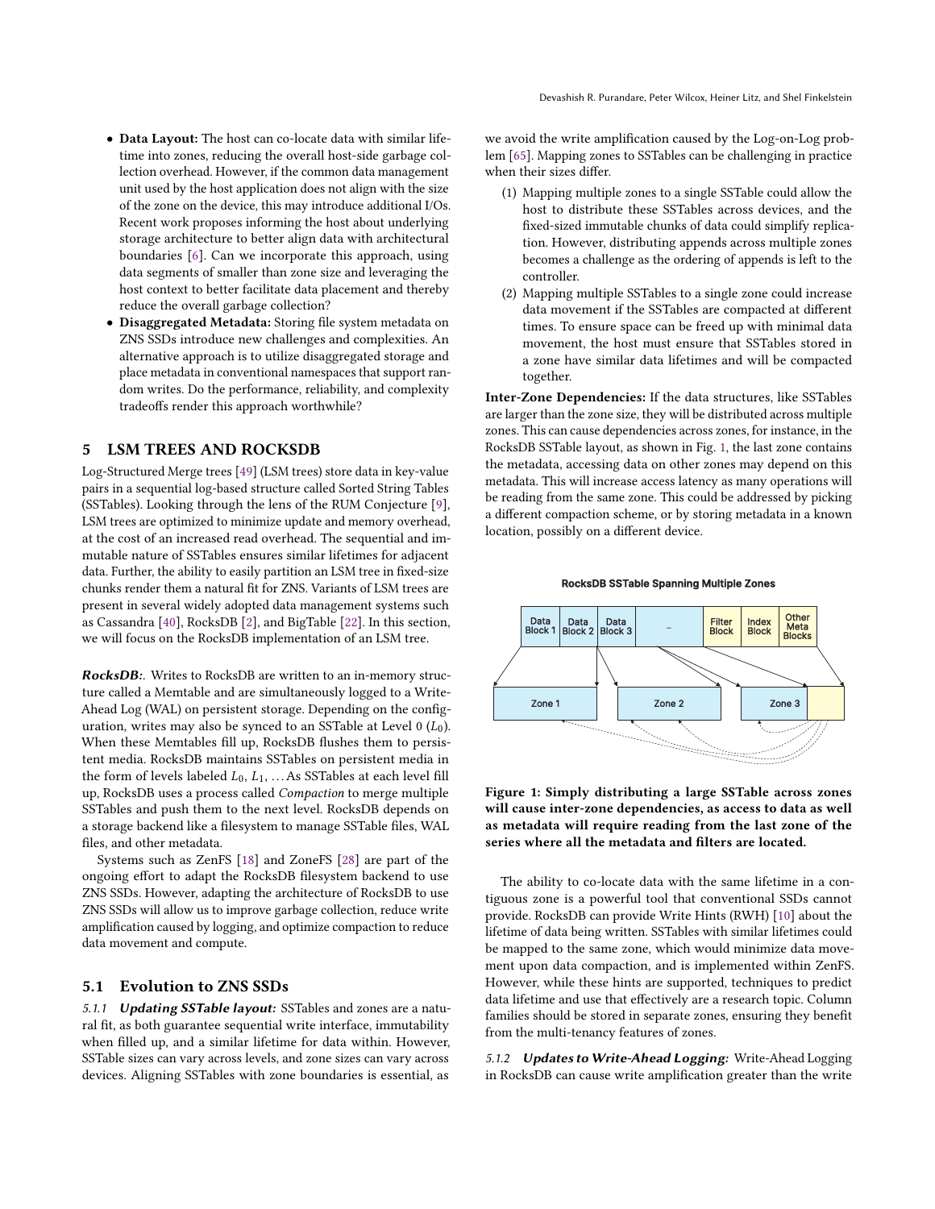- **Data Layout:** The host can co-locate data with similar lifetime into zones, reducing the overall host-side garbage collection overhead. However, if the common data management unit used by the host application does not align with the size of the zone on the device, this may introduce additional I/Os. Recent work proposes informing the host about underlying storage architecture to better align data with architectural boundaries [6]. Can we incorporate this approach, using data segments of smaller than zone size and leveraging the host context to better facilitate data placement and thereby reduce the overall garbage collection?
- **Disaggregated Metadata:** Storing file system metadata on ZNS SSDs introduce new challenges and complexities. An alternative approach is to utilize disaggregated storage and place metadata in conventional namespaces that support random writes. Do the performance, reliability, and complexity tradeoffs render this approach worthwhile?

## 5 LSM TREES AND ROCKSDB

Log-Structured Merge trees [49] (LSM trees) store data in key-value pairs in a sequential log-based structure called Sorted String Tables (SSTables). Looking through the lens of the RUM Conjecture [9], LSM trees are optimized to minimize update and memory overhead, at the cost of an increased read overhead. The sequential and immutable nature of SSTables ensures similar lifetimes for adjacent data. Further, the ability to easily partition an LSM tree in fixed-size chunks render them a natural fit for ZNS. Variants of LSM trees are present in several widely adopted data management systems such as Cassandra [40], RocksDB [2], and BigTable [22]. In this section, we will focus on the RocksDB implementation of an LSM tree.

***RocksDB:***. Writes to RocksDB are written to an in-memory structure called a Memtable and are simultaneously logged to a Write-Ahead Log (WAL) on persistent storage. Depending on the configuration, writes may also be synced to an SSTable at Level 0 ($L_0$). When these Memtables fill up, RocksDB flushes them to persistent media. RocksDB maintains SSTables on persistent media in the form of levels labeled $L_0, L_1, \ldots$ As SSTables at each level fill up, RocksDB uses a process called *Compaction* to merge multiple SSTables and push them to the next level. RocksDB depends on a storage backend like a filesystem to manage SSTable files, WAL files, and other metadata.

Systems such as ZenFS [18] and ZoneFS [28] are part of the ongoing effort to adapt the RocksDB filesystem backend to use ZNS SSDs. However, adapting the architecture of RocksDB to use ZNS SSDs will allow us to improve garbage collection, reduce write amplification caused by logging, and optimize compaction to reduce data movement and compute.

### 5.1 Evolution to ZNS SSDs

*5.1.1* ***Updating SSTable layout:*** SSTables and zones are a natural fit, as both guarantee sequential write interface, immutability when filled up, and a similar lifetime for data within. However, SSTable sizes can vary across levels, and zone sizes can vary across devices. Aligning SSTables with zone boundaries is essential, as we avoid the write amplification caused by the Log-on-Log problem [65]. Mapping zones to SSTables can be challenging in practice when their sizes differ.

1. Mapping multiple zones to a single SSTable could allow the host to distribute these SSTables across devices, and the fixed-sized immutable chunks of data could simplify replication. However, distributing appends across multiple zones becomes a challenge as the ordering of appends is left to the controller.
2. Mapping multiple SSTables to a single zone could increase data movement if the SSTables are compacted at different times. To ensure space can be freed up with minimal data movement, the host must ensure that SSTables stored in a zone have similar data lifetimes and will be compacted together.

**Inter-Zone Dependencies:** If the data structures, like SSTables are larger than the zone size, they will be distributed across multiple zones. This can cause dependencies across zones, for instance, in the RocksDB SSTable layout, as shown in Fig. 1, the last zone contains the metadata, accessing data on other zones may depend on this metadata. This will increase access latency as many operations will be reading from the same zone. This could be addressed by picking a different compaction scheme, or by storing metadata in a known location, possibly on a different device.

**Figure 1: Simply distributing a large SSTable across zones will cause inter-zone dependencies, as access to data as well as metadata will require reading from the last zone of the series where all the metadata and filters are located.**

The ability to co-locate data with the same lifetime in a contiguous zone is a powerful tool that conventional SSDs cannot provide. RocksDB can provide Write Hints (RWH) [10] about the lifetime of data being written. SSTables with similar lifetimes could be mapped to the same zone, which would minimize data movement upon data compaction, and is implemented within ZenFS. However, while these hints are supported, techniques to predict data lifetime and use that effectively are a research topic. Column families should be stored in separate zones, ensuring they benefit from the multi-tenancy features of zones.

*5.1.2* ***Updates to Write-Ahead Logging:*** Write-Ahead Logging in RocksDB can cause write amplification greater than the write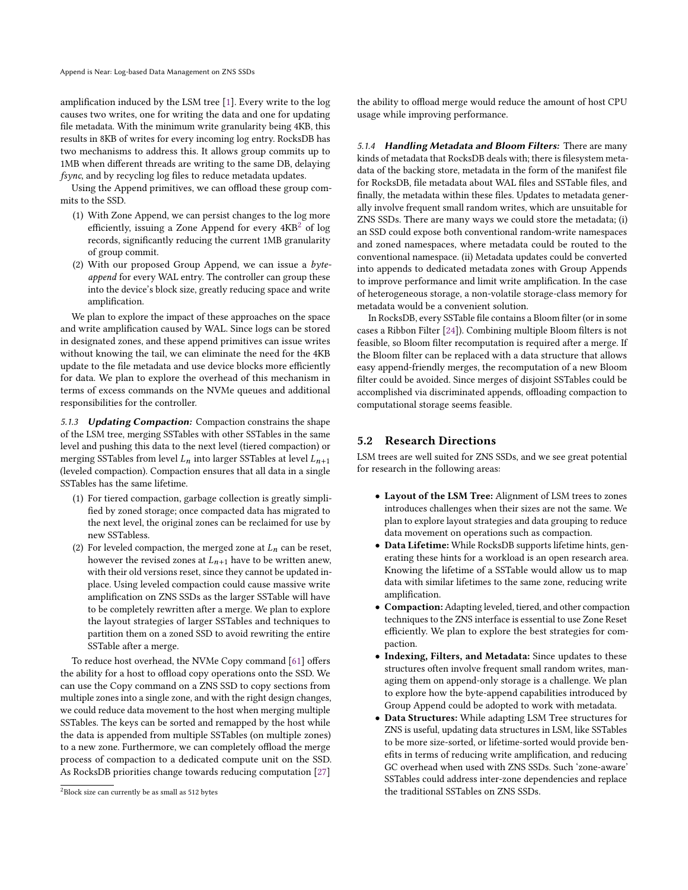amplification induced by the LSM tree [1]. Every write to the log causes two writes, one for writing the data and one for updating file metadata. With the minimum write granularity being 4KB, this results in 8KB of writes for every incoming log entry. RocksDB has two mechanisms to address this. It allows group commits up to 1MB when different threads are writing to the same DB, delaying *fsync*, and by recycling log files to reduce metadata updates.

Using the Append primitives, we can offload these group commits to the SSD.

1. With Zone Append, we can persist changes to the log more efficiently, issuing a Zone Append for every 4KB[2] of log records, significantly reducing the current 1MB granularity of group commit.
2. With our proposed Group Append, we can issue a *byte-append* for every WAL entry. The controller can group these into the device's block size, greatly reducing space and write amplification.

We plan to explore the impact of these approaches on the space and write amplification caused by WAL. Since logs can be stored in designated zones, and these append primitives can issue writes without knowing the tail, we can eliminate the need for the 4KB update to the file metadata and use device blocks more efficiently for data. We plan to explore the overhead of this mechanism in terms of excess commands on the NVMe queues and additional responsibilities for the controller.

*5.1.3* ***Updating Compaction:*** Compaction constrains the shape of the LSM tree, merging SSTables with other SSTables in the same level and pushing this data to the next level (tiered compaction) or merging SSTables from level $L_n$ into larger SSTables at level $L_{n+1}$ (leveled compaction). Compaction ensures that all data in a single SSTables has the same lifetime.

1. For tiered compaction, garbage collection is greatly simplified by zoned storage; once compacted data has migrated to the next level, the original zones can be reclaimed for use by new SSTabless.
2. For leveled compaction, the merged zone at $L_n$ can be reset, however the revised zones at $L_{n+1}$ have to be written anew, with their old versions reset, since they cannot be updated in-place. Using leveled compaction could cause massive write amplification on ZNS SSDs as the larger SSTable will have to be completely rewritten after a merge. We plan to explore the layout strategies of larger SSTables and techniques to partition them on a zoned SSD to avoid rewriting the entire SSTable after a merge.

To reduce host overhead, the NVMe Copy command [61] offers the ability for a host to offload copy operations onto the SSD. We can use the Copy command on a ZNS SSD to copy sections from multiple zones into a single zone, and with the right design changes, we could reduce data movement to the host when merging multiple SSTables. The keys can be sorted and remapped by the host while the data is appended from multiple SSTables (on multiple zones) to a new zone. Furthermore, we can completely offload the merge process of compaction to a dedicated compute unit on the SSD. As RocksDB priorities change towards reducing computation [27] the ability to offload merge would reduce the amount of host CPU usage while improving performance.

[2] Block size can currently be as small as 512 bytes

*5.1.4* ***Handling Metadata and Bloom Filters:*** There are many kinds of metadata that RocksDB deals with; there is filesystem metadata of the backing store, metadata in the form of the manifest file for RocksDB, file metadata about WAL files and SSTable files, and finally, the metadata within these files. Updates to metadata generally involve frequent small random writes, which are unsuitable for ZNS SSDs. There are many ways we could store the metadata; (i) an SSD could expose both conventional random-write namespaces and zoned namespaces, where metadata could be routed to the conventional namespace. (ii) Metadata updates could be converted into appends to dedicated metadata zones with Group Appends to improve performance and limit write amplification. In the case of heterogeneous storage, a non-volatile storage-class memory for metadata would be a convenient solution.

In RocksDB, every SSTable file contains a Bloom filter (or in some cases a Ribbon Filter [24]). Combining multiple Bloom filters is not feasible, so Bloom filter recomputation is required after a merge. If the Bloom filter can be replaced with a data structure that allows easy append-friendly merges, the recomputation of a new Bloom filter could be avoided. Since merges of disjoint SSTables could be accomplished via discriminated appends, offloading compaction to computational storage seems feasible.

## 5.2 Research Directions

LSM trees are well suited for ZNS SSDs, and we see great potential for research in the following areas:

- **Layout of the LSM Tree:** Alignment of LSM trees to zones introduces challenges when their sizes are not the same. We plan to explore layout strategies and data grouping to reduce data movement on operations such as compaction.
- **Data Lifetime:** While RocksDB supports lifetime hints, generating these hints for a workload is an open research area. Knowing the lifetime of a SSTable would allow us to map data with similar lifetimes to the same zone, reducing write amplification.
- **Compaction:** Adapting leveled, tiered, and other compaction techniques to the ZNS interface is essential to use Zone Reset efficiently. We plan to explore the best strategies for compaction.
- **Indexing, Filters, and Metadata:** Since updates to these structures often involve frequent small random writes, managing them on append-only storage is a challenge. We plan to explore how the byte-append capabilities introduced by Group Append could be adopted to work with metadata.
- **Data Structures:** While adapting LSM Tree structures for ZNS is useful, updating data structures in LSM, like SSTables to be more size-sorted, or lifetime-sorted would provide benefits in terms of reducing write amplification, and reducing GC overhead when used with ZNS SSDs. Such 'zone-aware' SSTables could address inter-zone dependencies and replace the traditional SSTables on ZNS SSDs.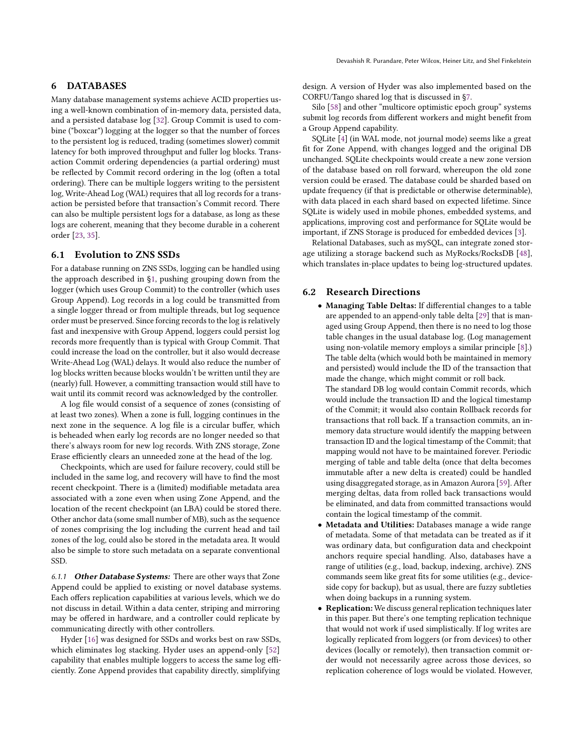## 6 DATABASES

Many database management systems achieve ACID properties using a well-known combination of in-memory data, persisted data, and a persisted database log [32]. Group Commit is used to combine ("boxcar") logging at the logger so that the number of forces to the persistent log is reduced, trading (sometimes slower) commit latency for both improved throughput and fuller log blocks. Transaction Commit ordering dependencies (a partial ordering) must be reflected by Commit record ordering in the log (often a total ordering). There can be multiple loggers writing to the persistent log, Write-Ahead Log (WAL) requires that all log records for a transaction be persisted before that transaction's Commit record. There can also be multiple persistent logs for a database, as long as these logs are coherent, meaning that they become durable in a coherent order [23, 35].

### 6.1 Evolution to ZNS SSDs

For a database running on ZNS SSDs, logging can be handled using the approach described in §1, pushing grouping down from the logger (which uses Group Commit) to the controller (which uses Group Append). Log records in a log could be transmitted from a single logger thread or from multiple threads, but log sequence order must be preserved. Since forcing records to the log is relatively fast and inexpensive with Group Append, loggers could persist log records more frequently than is typical with Group Commit. That could increase the load on the controller, but it also would decrease Write-Ahead Log (WAL) delays. It would also reduce the number of log blocks written because blocks wouldn't be written until they are (nearly) full. However, a committing transaction would still have to wait until its commit record was acknowledged by the controller.

A log file would consist of a sequence of zones (consisting of at least two zones). When a zone is full, logging continues in the next zone in the sequence. A log file is a circular buffer, which is beheaded when early log records are no longer needed so that there's always room for new log records. With ZNS storage, Zone Erase efficiently clears an unneeded zone at the head of the log.

Checkpoints, which are used for failure recovery, could still be included in the same log, and recovery will have to find the most recent checkpoint. There is a (limited) modifiable metadata area associated with a zone even when using Zone Append, and the location of the recent checkpoint (an LBA) could be stored there. Other anchor data (some small number of MB), such as the sequence of zones comprising the log including the current head and tail zones of the log, could also be stored in the metadata area. It would also be simple to store such metadata on a separate conventional SSD.

#### 6.1.1 *Other Database Systems:*

There are other ways that Zone Append could be applied to existing or novel database systems. Each offers replication capabilities at various levels, which we do not discuss in detail. Within a data center, striping and mirroring may be offered in hardware, and a controller could replicate by communicating directly with other controllers.

Hyder [16] was designed for SSDs and works best on raw SSDs, which eliminates log stacking. Hyder uses an append-only [52] capability that enables multiple loggers to access the same log efficiently. Zone Append provides that capability directly, simplifying design. A version of Hyder was also implemented based on the CORFU/Tango shared log that is discussed in §7.

Silo [58] and other "multicore optimistic epoch group" systems submit log records from different workers and might benefit from a Group Append capability.

SQLite [4] (in WAL mode, not journal mode) seems like a great fit for Zone Append, with changes logged and the original DB unchanged. SQLite checkpoints would create a new zone version of the database based on roll forward, whereupon the old zone version could be erased. The database could be sharded based on update frequency (if that is predictable or otherwise determinable), with data placed in each shard based on expected lifetime. Since SQLite is widely used in mobile phones, embedded systems, and applications, improving cost and performance for SQLite would be important, if ZNS Storage is produced for embedded devices [3].

Relational Databases, such as mySQL, can integrate zoned storage utilizing a storage backend such as MyRocks/RocksDB [48], which translates in-place updates to being log-structured updates.

### 6.2 Research Directions

- **Managing Table Deltas:** If differential changes to a table are appended to an append-only table delta [29] that is managed using Group Append, then there is no need to log those table changes in the usual database log. (Log management using non-volatile memory employs a similar principle [8].) The table delta (which would both be maintained in memory and persisted) would include the ID of the transaction that made the change, which might commit or roll back.

  The standard DB log would contain Commit records, which would include the transaction ID and the logical timestamp of the Commit; it would also contain Rollback records for transactions that roll back. If a transaction commits, an in-memory data structure would identify the mapping between transaction ID and the logical timestamp of the Commit; that mapping would not have to be maintained forever. Periodic merging of table and table delta (once that delta becomes immutable after a new delta is created) could be handled using disaggregated storage, as in Amazon Aurora [59]. After merging deltas, data from rolled back transactions would be eliminated, and data from committed transactions would contain the logical timestamp of the commit.
- **Metadata and Utilities:** Databases manage a wide range of metadata. Some of that metadata can be treated as if it was ordinary data, but configuration data and checkpoint anchors require special handling. Also, databases have a range of utilities (e.g., load, backup, indexing, archive). ZNS commands seem like great fits for some utilities (e.g., device-side copy for backup), but as usual, there are fuzzy subtleties when doing backups in a running system.
- **Replication:** We discuss general replication techniques later in this paper. But there's one tempting replication technique that would not work if used simplistically. If log writes are logically replicated from loggers (or from devices) to other devices (locally or remotely), then transaction commit order would not necessarily agree across those devices, so replication coherence of logs would be violated. However,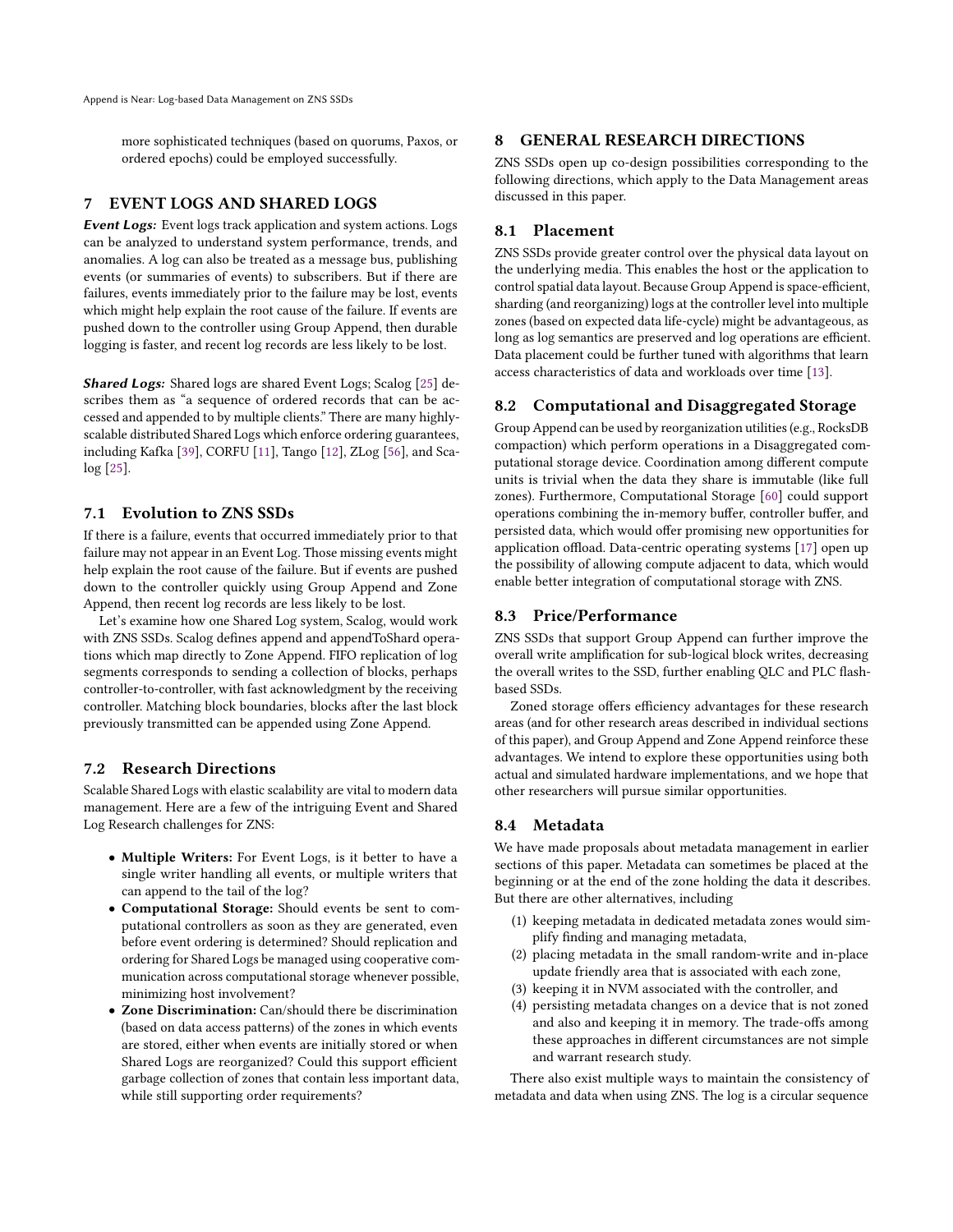more sophisticated techniques (based on quorums, Paxos, or ordered epochs) could be employed successfully.

## 7 EVENT LOGS AND SHARED LOGS

***Event Logs:*** Event logs track application and system actions. Logs can be analyzed to understand system performance, trends, and anomalies. A log can also be treated as a message bus, publishing events (or summaries of events) to subscribers. But if there are failures, events immediately prior to the failure may be lost, events which might help explain the root cause of the failure. If events are pushed down to the controller using Group Append, then durable logging is faster, and recent log records are less likely to be lost.

***Shared Logs:*** Shared logs are shared Event Logs; Scalog [25] describes them as "a sequence of ordered records that can be accessed and appended to by multiple clients." There are many highly-scalable distributed Shared Logs which enforce ordering guarantees, including Kafka [39], CORFU [11], Tango [12], ZLog [56], and Scalog [25].

### 7.1 Evolution to ZNS SSDs

If there is a failure, events that occurred immediately prior to that failure may not appear in an Event Log. Those missing events might help explain the root cause of the failure. But if events are pushed down to the controller quickly using Group Append and Zone Append, then recent log records are less likely to be lost.

Let's examine how one Shared Log system, Scalog, would work with ZNS SSDs. Scalog defines append and appendToShard operations which map directly to Zone Append. FIFO replication of log segments corresponds to sending a collection of blocks, perhaps controller-to-controller, with fast acknowledgment by the receiving controller. Matching block boundaries, blocks after the last block previously transmitted can be appended using Zone Append.

### 7.2 Research Directions

Scalable Shared Logs with elastic scalability are vital to modern data management. Here are a few of the intriguing Event and Shared Log Research challenges for ZNS:

- **Multiple Writers:** For Event Logs, is it better to have a single writer handling all events, or multiple writers that can append to the tail of the log?
- **Computational Storage:** Should events be sent to computational controllers as soon as they are generated, even before event ordering is determined? Should replication and ordering for Shared Logs be managed using cooperative communication across computational storage whenever possible, minimizing host involvement?
- **Zone Discrimination:** Can/should there be discrimination (based on data access patterns) of the zones in which events are stored, either when events are initially stored or when Shared Logs are reorganized? Could this support efficient garbage collection of zones that contain less important data, while still supporting order requirements?

## 8 GENERAL RESEARCH DIRECTIONS

ZNS SSDs open up co-design possibilities corresponding to the following directions, which apply to the Data Management areas discussed in this paper.

### 8.1 Placement

ZNS SSDs provide greater control over the physical data layout on the underlying media. This enables the host or the application to control spatial data layout. Because Group Append is space-efficient, sharding (and reorganizing) logs at the controller level into multiple zones (based on expected data life-cycle) might be advantageous, as long as log semantics are preserved and log operations are efficient. Data placement could be further tuned with algorithms that learn access characteristics of data and workloads over time [13].

### 8.2 Computational and Disaggregated Storage

Group Append can be used by reorganization utilities (e.g., RocksDB compaction) which perform operations in a Disaggregated computational storage device. Coordination among different compute units is trivial when the data they share is immutable (like full zones). Furthermore, Computational Storage [60] could support operations combining the in-memory buffer, controller buffer, and persisted data, which would offer promising new opportunities for application offload. Data-centric operating systems [17] open up the possibility of allowing compute adjacent to data, which would enable better integration of computational storage with ZNS.

### 8.3 Price/Performance

ZNS SSDs that support Group Append can further improve the overall write amplification for sub-logical block writes, decreasing the overall writes to the SSD, further enabling QLC and PLC flash-based SSDs.

Zoned storage offers efficiency advantages for these research areas (and for other research areas described in individual sections of this paper), and Group Append and Zone Append reinforce these advantages. We intend to explore these opportunities using both actual and simulated hardware implementations, and we hope that other researchers will pursue similar opportunities.

### 8.4 Metadata

We have made proposals about metadata management in earlier sections of this paper. Metadata can sometimes be placed at the beginning or at the end of the zone holding the data it describes. But there are other alternatives, including

1. keeping metadata in dedicated metadata zones would simplify finding and managing metadata,
2. placing metadata in the small random-write and in-place update friendly area that is associated with each zone,
3. keeping it in NVM associated with the controller, and
4. persisting metadata changes on a device that is not zoned and also and keeping it in memory. The trade-offs among these approaches in different circumstances are not simple and warrant research study.

There also exist multiple ways to maintain the consistency of metadata and data when using ZNS. The log is a circular sequence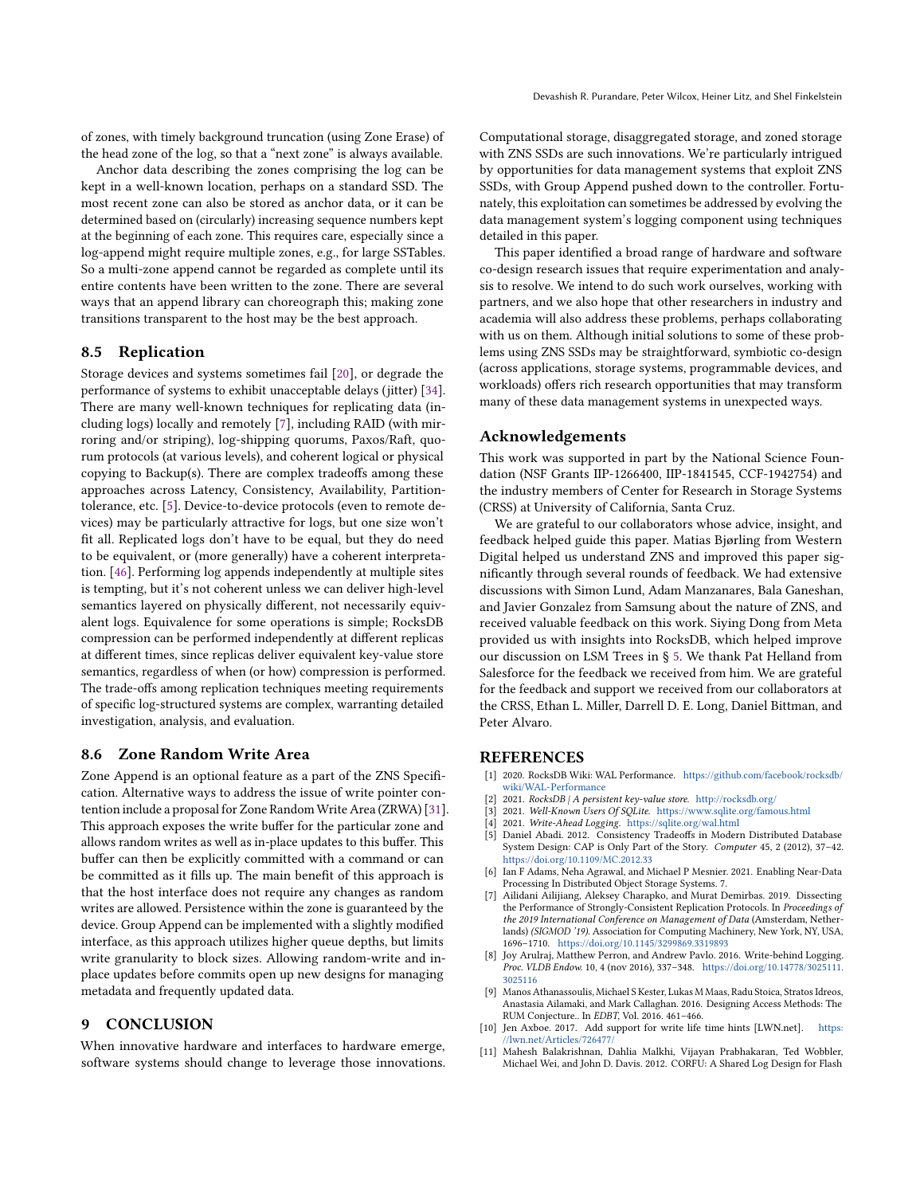of zones, with timely background truncation (using Zone Erase) of the head zone of the log, so that a "next zone" is always available.

Anchor data describing the zones comprising the log can be kept in a well-known location, perhaps on a standard SSD. The most recent zone can also be stored as anchor data, or it can be determined based on (circularly) increasing sequence numbers kept at the beginning of each zone. This requires care, especially since a log-append might require multiple zones, e.g., for large SSTables. So a multi-zone append cannot be regarded as complete until its entire contents have been written to the zone. There are several ways that an append library can choreograph this; making zone transitions transparent to the host may be the best approach.

## 8.5 Replication

Storage devices and systems sometimes fail [20], or degrade the performance of systems to exhibit unacceptable delays (jitter) [34]. There are many well-known techniques for replicating data (including logs) locally and remotely [7], including RAID (with mirroring and/or striping), log-shipping quorums, Paxos/Raft, quorum protocols (at various levels), and coherent logical or physical copying to Backup(s). There are complex tradeoffs among these approaches across Latency, Consistency, Availability, Partition-tolerance, etc. [5]. Device-to-device protocols (even to remote devices) may be particularly attractive for logs, but one size won't fit all. Replicated logs don't have to be equal, but they do need to be equivalent, or (more generally) have a coherent interpretation. [46]. Performing log appends independently at multiple sites is tempting, but it's not coherent unless we can deliver high-level semantics layered on physically different, not necessarily equivalent logs. Equivalence for some operations is simple; RocksDB compression can be performed independently at different replicas at different times, since replicas deliver equivalent key-value store semantics, regardless of when (or how) compression is performed. The trade-offs among replication techniques meeting requirements of specific log-structured systems are complex, warranting detailed investigation, analysis, and evaluation.

## 8.6 Zone Random Write Area

Zone Append is an optional feature as a part of the ZNS Specification. Alternative ways to address the issue of write pointer contention include a proposal for Zone Random Write Area (ZRWA) [31]. This approach exposes the write buffer for the particular zone and allows random writes as well as in-place updates to this buffer. This buffer can then be explicitly committed with a command or can be committed as it fills up. The main benefit of this approach is that the host interface does not require any changes as random writes are allowed. Persistence within the zone is guaranteed by the device. Group Append can be implemented with a slightly modified interface, as this approach utilizes higher queue depths, but limits write granularity to block sizes. Allowing random-write and in-place updates before commits open up new designs for managing metadata and frequently updated data.

# 9 CONCLUSION

When innovative hardware and interfaces to hardware emerge, software systems should change to leverage those innovations. Computational storage, disaggregated storage, and zoned storage with ZNS SSDs are such innovations. We're particularly intrigued by opportunities for data management systems that exploit ZNS SSDs, with Group Append pushed down to the controller. Fortunately, this exploitation can sometimes be addressed by evolving the data management system's logging component using techniques detailed in this paper.

This paper identified a broad range of hardware and software co-design research issues that require experimentation and analysis to resolve. We intend to do such work ourselves, working with partners, and we also hope that other researchers in industry and academia will also address these problems, perhaps collaborating with us on them. Although initial solutions to some of these problems using ZNS SSDs may be straightforward, symbiotic co-design (across applications, storage systems, programmable devices, and workloads) offers rich research opportunities that may transform many of these data management systems in unexpected ways.

## Acknowledgements

This work was supported in part by the National Science Foundation (NSF Grants IIP-1266400, IIP-1841545, CCF-1942754) and the industry members of Center for Research in Storage Systems (CRSS) at University of California, Santa Cruz.

We are grateful to our collaborators whose advice, insight, and feedback helped guide this paper. Matias Bjørling from Western Digital helped us understand ZNS and improved this paper significantly through several rounds of feedback. We had extensive discussions with Simon Lund, Adam Manzanares, Bala Ganeshan, and Javier Gonzalez from Samsung about the nature of ZNS, and received valuable feedback on this work. Siying Dong from Meta provided us with insights into RocksDB, which helped improve our discussion on LSM Trees in § 5. We thank Pat Helland from Salesforce for the feedback we received from him. We are grateful for the feedback and support we received from our collaborators at the CRSS, Ethan L. Miller, Darrell D. E. Long, Daniel Bittman, and Peter Alvaro.

# REFERENCES

[1] 2020. RocksDB Wiki: WAL Performance. https://github.com/facebook/rocksdb/wiki/WAL-Performance
[2] 2021. *RocksDB | A persistent key-value store.* http://rocksdb.org/
[3] 2021. *Well-Known Users Of SQLite.* https://www.sqlite.org/famous.html
[4] 2021. *Write-Ahead Logging.* https://sqlite.org/wal.html
[5] Daniel Abadi. 2012. Consistency Tradeoffs in Modern Distributed Database System Design: CAP is Only Part of the Story. *Computer* 45, 2 (2012), 37–42. https://doi.org/10.1109/MC.2012.33
[6] Ian F Adams, Neha Agrawal, and Michael P Mesnier. 2021. Enabling Near-Data Processing In Distributed Object Storage Systems. 7.
[7] Ailidani Ailijiang, Aleksey Charapko, and Murat Demirbas. 2019. Dissecting the Performance of Strongly-Consistent Replication Protocols. In *Proceedings of the 2019 International Conference on Management of Data* (Amsterdam, Netherlands) *(SIGMOD '19)*. Association for Computing Machinery, New York, NY, USA, 1696–1710. https://doi.org/10.1145/3299869.3319893
[8] Joy Arulraj, Matthew Perron, and Andrew Pavlo. 2016. Write-behind Logging. *Proc. VLDB Endow.* 10, 4 (nov 2016), 337–348. https://doi.org/10.14778/3025111.3025116
[9] Manos Athanassoulis, Michael S Kester, Lukas M Maas, Radu Stoica, Stratos Idreos, Anastasia Ailamaki, and Mark Callaghan. 2016. Designing Access Methods: The RUM Conjecture.. In *EDBT*, Vol. 2016. 461–466.
[10] Jen Axboe. 2017. Add support for write life time hints [LWN.net]. https://lwn.net/Articles/726477/
[11] Mahesh Balakrishnan, Dahlia Malkhi, Vijayan Prabhakaran, Ted Wobbler, Michael Wei, and John D. Davis. 2012. CORFU: A Shared Log Design for Flash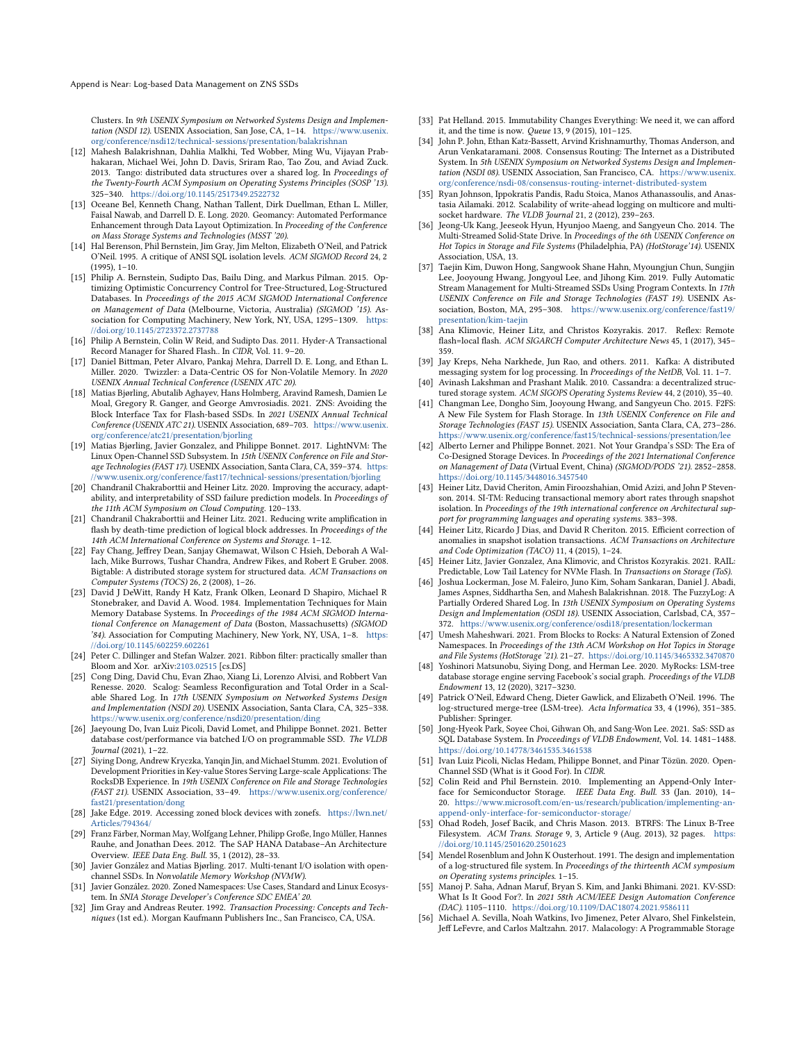Clusters. In *9th USENIX Symposium on Networked Systems Design and Implementation (NSDI 12)*. USENIX Association, San Jose, CA, 1–14. https://www.usenix.org/conference/nsdi12/technical-sessions/presentation/balakrishnan

[12] Mahesh Balakrishnan, Dahlia Malkhi, Ted Wobber, Ming Wu, Vijayan Prabhakaran, Michael Wei, John D. Davis, Sriram Rao, Tao Zou, and Aviad Zuck. 2013. Tango: distributed data structures over a shared log. In *Proceedings of the Twenty-Fourth ACM Symposium on Operating Systems Principles (SOSP '13)*. 325–340. https://doi.org/10.1145/2517349.2522732

[13] Oceane Bel, Kenneth Chang, Nathan Tallent, Dirk Duellman, Ethan L. Miller, Faisal Nawab, and Darrell D. E. Long. 2020. Geomancy: Automated Performance Enhancement through Data Layout Optimization. In *Proceeding of the Conference on Mass Storage Systems and Technologies (MSST '20)*.

[14] Hal Berenson, Phil Bernstein, Jim Gray, Jim Melton, Elizabeth O'Neil, and Patrick O'Neil. 1995. A critique of ANSI SQL isolation levels. *ACM SIGMOD Record* 24, 2 (1995), 1–10.

[15] Philip A. Bernstein, Sudipto Das, Bailu Ding, and Markus Pilman. 2015. Optimizing Optimistic Concurrency Control for Tree-Structured, Log-Structured Databases. In *Proceedings of the 2015 ACM SIGMOD International Conference on Management of Data* (Melbourne, Victoria, Australia) *(SIGMOD '15)*. Association for Computing Machinery, New York, NY, USA, 1295–1309. https://doi.org/10.1145/2723372.2737788

[16] Philip A Bernstein, Colin W Reid, and Sudipto Das. 2011. Hyder-A Transactional Record Manager for Shared Flash.. In *CIDR*, Vol. 11. 9–20.

[17] Daniel Bittman, Peter Alvaro, Pankaj Mehra, Darrell D. E. Long, and Ethan L. Miller. 2020. Twizzler: a Data-Centric OS for Non-Volatile Memory. In *2020 USENIX Annual Technical Conference (USENIX ATC 20)*.

[18] Matias Bjørling, Abutalib Aghayev, Hans Holmberg, Aravind Ramesh, Damien Le Moal, Gregory R. Ganger, and George Amvrosiadis. 2021. ZNS: Avoiding the Block Interface Tax for Flash-based SSDs. In *2021 USENIX Annual Technical Conference (USENIX ATC 21)*. USENIX Association, 689–703. https://www.usenix.org/conference/atc21/presentation/bjorling

[19] Matias Bjørling, Javier Gonzalez, and Philippe Bonnet. 2017. LightNVM: The Linux Open-Channel SSD Subsystem. In *15th USENIX Conference on File and Storage Technologies (FAST 17)*. USENIX Association, Santa Clara, CA, 359–374. https://www.usenix.org/conference/fast17/technical-sessions/presentation/bjorling

[20] Chandranil Chakraborttii and Heiner Litz. 2020. Improving the accuracy, adaptability, and interpretability of SSD failure prediction models. In *Proceedings of the 11th ACM Symposium on Cloud Computing*. 120–133.

[21] Chandranil Chakraborttii and Heiner Litz. 2021. Reducing write amplification in flash by death-time prediction of logical block addresses. In *Proceedings of the 14th ACM International Conference on Systems and Storage*. 1–12.

[22] Fay Chang, Jeffrey Dean, Sanjay Ghemawat, Wilson C Hsieh, Deborah A Wallach, Mike Burrows, Tushar Chandra, Andrew Fikes, and Robert E Gruber. 2008. Bigtable: A distributed storage system for structured data. *ACM Transactions on Computer Systems (TOCS)* 26, 2 (2008), 1–26.

[23] David J DeWitt, Randy H Katz, Frank Olken, Leonard D Shapiro, Michael R Stonebraker, and David A. Wood. 1984. Implementation Techniques for Main Memory Database Systems. In *Proceedings of the 1984 ACM SIGMOD International Conference on Management of Data* (Boston, Massachusetts) *(SIGMOD '84)*. Association for Computing Machinery, New York, NY, USA, 1–8. https://doi.org/10.1145/602259.602261

[24] Peter C. Dillinger and Stefan Walzer. 2021. Ribbon filter: practically smaller than Bloom and Xor. arXiv:2103.02515 [cs.DS]

[25] Cong Ding, David Chu, Evan Zhao, Xiang Li, Lorenzo Alvisi, and Robbert Van Renesse. 2020. Scalog: Seamless Reconfiguration and Total Order in a Scalable Shared Log. In *17th USENIX Symposium on Networked Systems Design and Implementation (NSDI 20)*. USENIX Association, Santa Clara, CA, 325–338. https://www.usenix.org/conference/nsdi20/presentation/ding

[26] Jaeyoung Do, Ivan Luiz Picoli, David Lomet, and Philippe Bonnet. 2021. Better database cost/performance via batched I/O on programmable SSD. *The VLDB Journal* (2021), 1–22.

[27] Siying Dong, Andrew Kryczka, Yanqin Jin, and Michael Stumm. 2021. Evolution of Development Priorities in Key-value Stores Serving Large-scale Applications: The RocksDB Experience. In *19th USENIX Conference on File and Storage Technologies (FAST 21)*. USENIX Association, 33–49. https://www.usenix.org/conference/fast21/presentation/dong

[28] Jake Edge. 2019. Accessing zoned block devices with zonefs. https://lwn.net/Articles/794364/

[29] Franz Färber, Norman May, Wolfgang Lehner, Philipp Große, Ingo Müller, Hannes Rauhe, and Jonathan Dees. 2012. The SAP HANA Database–An Architecture Overview. *IEEE Data Eng. Bull.* 35, 1 (2012), 28–33.

[30] Javier González and Matias Bjørling. 2017. Multi-tenant I/O isolation with open-channel SSDs. In *Nonvolatile Memory Workshop (NVMW)*.

[31] Javier González. 2020. Zoned Namespaces: Use Cases, Standard and Linux Ecosystem. In *SNIA Storage Developer's Conference SDC EMEA' 20*.

[32] Jim Gray and Andreas Reuter. 1992. *Transaction Processing: Concepts and Techniques* (1st ed.). Morgan Kaufmann Publishers Inc., San Francisco, CA, USA.

[33] Pat Helland. 2015. Immutability Changes Everything: We need it, we can afford it, and the time is now. *Queue* 13, 9 (2015), 101–125.

[34] John P. John, Ethan Katz-Bassett, Arvind Krishnamurthy, Thomas Anderson, and Arun Venkataramani. 2008. Consensus Routing: The Internet as a Distributed System. In *5th USENIX Symposium on Networked Systems Design and Implementation (NSDI 08)*. USENIX Association, San Francisco, CA. https://www.usenix.org/conference/nsdi-08/consensus-routing-internet-distributed-system

[35] Ryan Johnson, Ippokratis Pandis, Radu Stoica, Manos Athanassoulis, and Anastasia Ailamaki. 2012. Scalability of write-ahead logging on multicore and multisocket hardware. *The VLDB Journal* 21, 2 (2012), 239–263.

[36] Jeong-Uk Kang, Jeeseok Hyun, Hyunjoo Maeng, and Sangyeun Cho. 2014. The Multi-Streamed Solid-State Drive. In *Proceedings of the 6th USENIX Conference on Hot Topics in Storage and File Systems* (Philadelphia, PA) *(HotStorage'14)*. USENIX Association, USA, 13.

[37] Taejin Kim, Duwon Hong, Sangwook Shane Hahn, Myoungjun Chun, Sungjin Lee, Jooyoung Hwang, Jongyoul Lee, and Jihong Kim. 2019. Fully Automatic Stream Management for Multi-Streamed SSDs Using Program Contexts. In *17th USENIX Conference on File and Storage Technologies (FAST 19)*. USENIX Association, Boston, MA, 295–308. https://www.usenix.org/conference/fast19/presentation/kim-taejin

[38] Ana Klimovic, Heiner Litz, and Christos Kozyrakis. 2017. Reflex: Remote flash=local flash. *ACM SIGARCH Computer Architecture News* 45, 1 (2017), 345–359.

[39] Jay Kreps, Neha Narkhede, Jun Rao, and others. 2011. Kafka: A distributed messaging system for log processing. In *Proceedings of the NetDB*, Vol. 11. 1–7.

[40] Avinash Lakshman and Prashant Malik. 2010. Cassandra: a decentralized structured storage system. *ACM SIGOPS Operating Systems Review* 44, 2 (2010), 35–40.

[41] Changman Lee, Dongho Sim, Jooyoung Hwang, and Sangyeun Cho. 2015. F2FS: A New File System for Flash Storage. In *13th USENIX Conference on File and Storage Technologies (FAST 15)*. USENIX Association, Santa Clara, CA, 273–286. https://www.usenix.org/conference/fast15/technical-sessions/presentation/lee

[42] Alberto Lerner and Philippe Bonnet. 2021. Not Your Grandpa's SSD: The Era of Co-Designed Storage Devices. In *Proceedings of the 2021 International Conference on Management of Data* (Virtual Event, China) *(SIGMOD/PODS '21)*. 2852–2858. https://doi.org/10.1145/3448016.3457540

[43] Heiner Litz, David Cheriton, Amin Firoozshahian, Omid Azizi, and John P Stevenson. 2014. SI-TM: Reducing transactional memory abort rates through snapshot isolation. In *Proceedings of the 19th international conference on Architectural support for programming languages and operating systems*. 383–398.

[44] Heiner Litz, Ricardo J Dias, and David R Cheriton. 2015. Efficient correction of anomalies in snapshot isolation transactions. *ACM Transactions on Architecture and Code Optimization (TACO)* 11, 4 (2015), 1–24.

[45] Heiner Litz, Javier Gonzalez, Ana Klimovic, and Christos Kozyrakis. 2021. RAIL: Predictable, Low Tail Latency for NVMe Flash. In *Transactions on Storage (ToS)*.

[46] Joshua Lockerman, Jose M. Faleiro, Juno Kim, Soham Sankaran, Daniel J. Abadi, James Aspnes, Siddhartha Sen, and Mahesh Balakrishnan. 2018. The FuzzyLog: A Partially Ordered Shared Log. In *13th USENIX Symposium on Operating Systems Design and Implementation (OSDI 18)*. USENIX Association, Carlsbad, CA, 357–372. https://www.usenix.org/conference/osdi18/presentation/lockerman

[47] Umesh Maheshwari. 2021. From Blocks to Rocks: A Natural Extension of Zoned Namespaces. In *Proceedings of the 13th ACM Workshop on Hot Topics in Storage and File Systems (HotStorage '21)*. 21–27. https://doi.org/10.1145/3465332.3470870

[48] Yoshinori Matsunobu, Siying Dong, and Herman Lee. 2020. MyRocks: LSM-tree database storage engine serving Facebook's social graph. *Proceedings of the VLDB Endowment* 13, 12 (2020), 3217–3230.

[49] Patrick O'Neil, Edward Cheng, Dieter Gawlick, and Elizabeth O'Neil. 1996. The log-structured merge-tree (LSM-tree). *Acta Informatica* 33, 4 (1996), 351–385. Publisher: Springer.

[50] Jong-Hyeok Park, Soyee Choi, Gihwan Oh, and Sang-Won Lee. 2021. SaS: SSD as SQL Database System. In *Proceedings of VLDB Endowment*, Vol. 14. 1481–1488. https://doi.org/10.14778/3461535.3461538

[51] Ivan Luiz Picoli, Niclas Hedam, Philippe Bonnet, and Pinar Tözün. 2020. Open-Channel SSD (What is it Good For). In *CIDR*.

[52] Colin Reid and Phil Bernstein. 2010. Implementing an Append-Only Interface for Semiconductor Storage. *IEEE Data Eng. Bull.* 33 (Jan. 2010), 14–20. https://www.microsoft.com/en-us/research/publication/implementing-an-append-only-interface-for-semiconductor-storage/

[53] Ohad Rodeh, Josef Bacik, and Chris Mason. 2013. BTRFS: The Linux B-Tree Filesystem. *ACM Trans. Storage* 9, 3, Article 9 (Aug. 2013), 32 pages. https://doi.org/10.1145/2501620.2501623

[54] Mendel Rosenblum and John K Ousterhout. 1991. The design and implementation of a log-structured file system. In *Proceedings of the thirteenth ACM symposium on Operating systems principles*. 1–15.

[55] Manoj P. Saha, Adnan Maruf, Bryan S. Kim, and Janki Bhimani. 2021. KV-SSD: What Is It Good For?. In *2021 58th ACM/IEEE Design Automation Conference (DAC)*. 1105–1110. https://doi.org/10.1109/DAC18074.2021.9586111

[56] Michael A. Sevilla, Noah Watkins, Ivo Jimenez, Peter Alvaro, Shel Finkelstein, Jeff LeFevre, and Carlos Maltzahn. 2017. Malacology: A Programmable Storage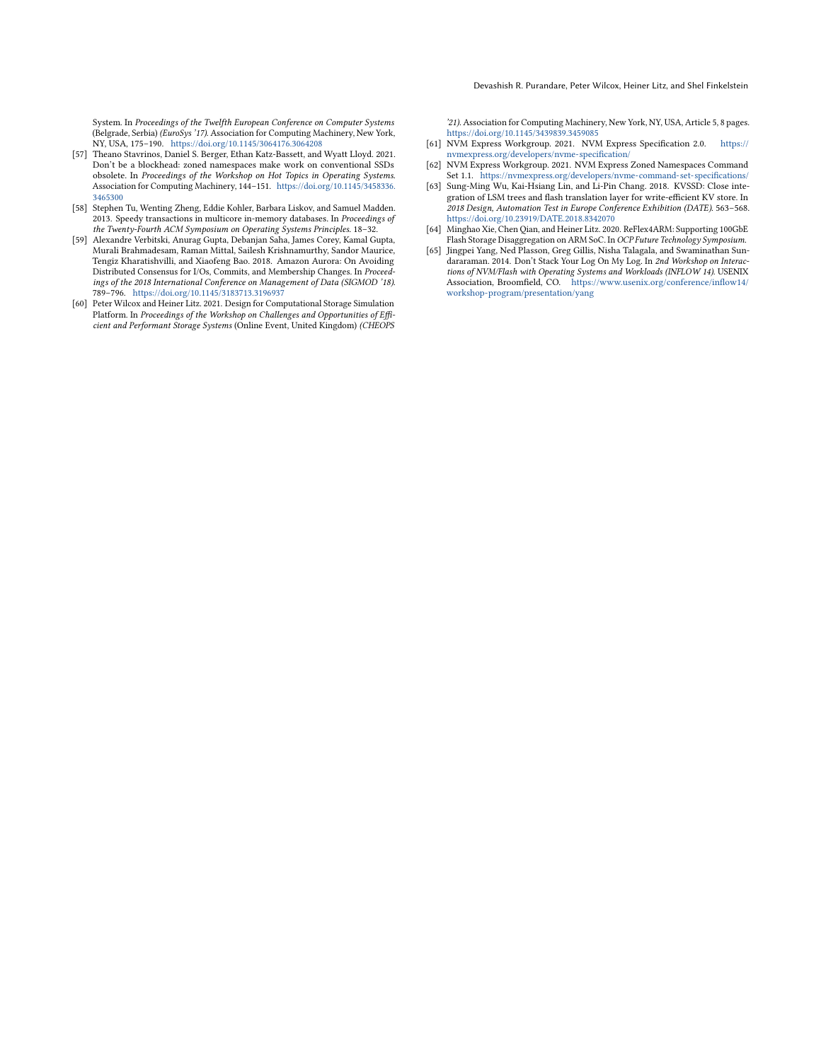System. In *Proceedings of the Twelfth European Conference on Computer Systems* (Belgrade, Serbia) *(EuroSys '17)*. Association for Computing Machinery, New York, NY, USA, 175–190. https://doi.org/10.1145/3064176.3064208

[57] Theano Stavrinos, Daniel S. Berger, Ethan Katz-Bassett, and Wyatt Lloyd. 2021. Don't be a blockhead: zoned namespaces make work on conventional SSDs obsolete. In *Proceedings of the Workshop on Hot Topics in Operating Systems*. Association for Computing Machinery, 144–151. https://doi.org/10.1145/3458336.3465300

[58] Stephen Tu, Wenting Zheng, Eddie Kohler, Barbara Liskov, and Samuel Madden. 2013. Speedy transactions in multicore in-memory databases. In *Proceedings of the Twenty-Fourth ACM Symposium on Operating Systems Principles*. 18–32.

[59] Alexandre Verbitski, Anurag Gupta, Debanjan Saha, James Corey, Kamal Gupta, Murali Brahmadesam, Raman Mittal, Sailesh Krishnamurthy, Sandor Maurice, Tengiz Kharatishvilli, and Xiaofeng Bao. 2018. Amazon Aurora: On Avoiding Distributed Consensus for I/Os, Commits, and Membership Changes. In *Proceedings of the 2018 International Conference on Management of Data (SIGMOD '18)*. 789–796. https://doi.org/10.1145/3183713.3196937

[60] Peter Wilcox and Heiner Litz. 2021. Design for Computational Storage Simulation Platform. In *Proceedings of the Workshop on Challenges and Opportunities of Efficient and Performant Storage Systems* (Online Event, United Kingdom) *(CHEOPS '21)*. Association for Computing Machinery, New York, NY, USA, Article 5, 8 pages. https://doi.org/10.1145/3439839.3459085

[61] NVM Express Workgroup. 2021. NVM Express Specification 2.0. https://nvmexpress.org/developers/nvme-specification/

[62] NVM Express Workgroup. 2021. NVM Express Zoned Namespaces Command Set 1.1. https://nvmexpress.org/developers/nvme-command-set-specifications/

[63] Sung-Ming Wu, Kai-Hsiang Lin, and Li-Pin Chang. 2018. KVSSD: Close integration of LSM trees and flash translation layer for write-efficient KV store. In *2018 Design, Automation Test in Europe Conference Exhibition (DATE)*. 563–568. https://doi.org/10.23919/DATE.2018.8342070

[64] Minghao Xie, Chen Qian, and Heiner Litz. 2020. ReFlex4ARM: Supporting 100GbE Flash Storage Disaggregation on ARM SoC. In *OCP Future Technology Symposium*.

[65] Jingpei Yang, Ned Plasson, Greg Gillis, Nisha Talagala, and Swaminathan Sundararaman. 2014. Don't Stack Your Log On My Log. In *2nd Workshop on Interactions of NVM/Flash with Operating Systems and Workloads (INFLOW 14)*. USENIX Association, Broomfield, CO. https://www.usenix.org/conference/inflow14/workshop-program/presentation/yang